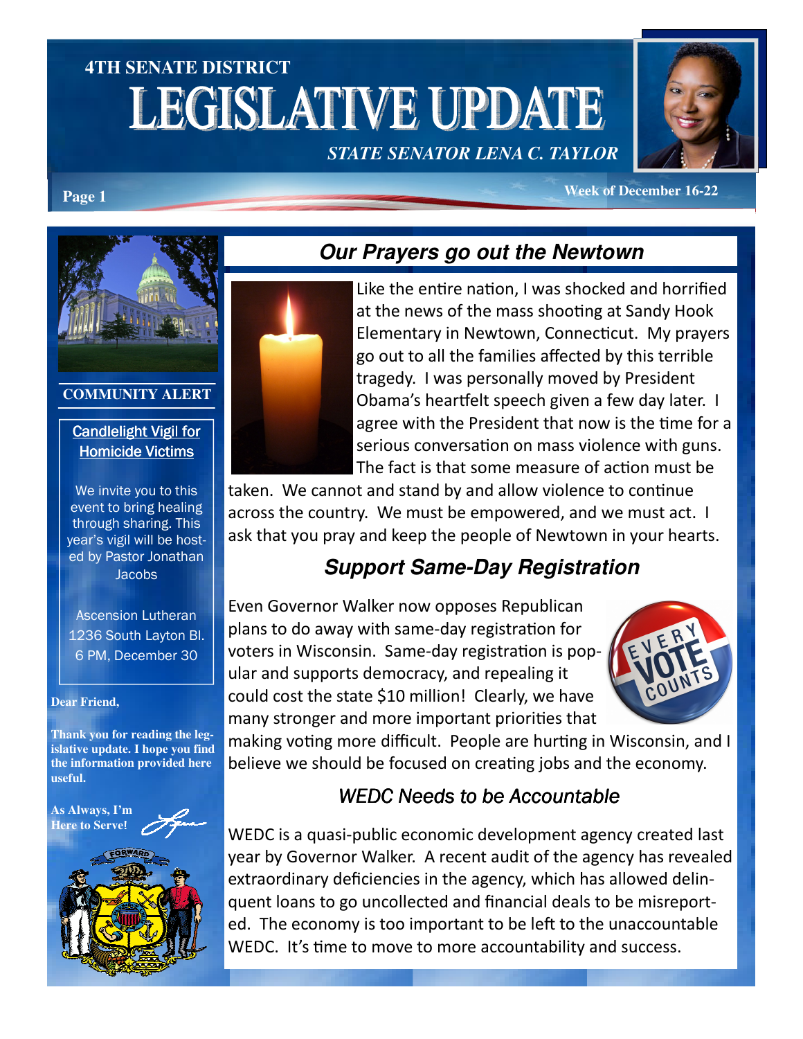# 4TH SENATE DISTRICT LEGISLATIVE UPDATE

*STATE SENATOR LENA C. TAYLOR*

Week of December 16-22

**COMMUNITY ALERT**

**Candlelight Vigil for Homicide Victims**

We invite you to this event to bring healing through sharing. This year's vigil will be hosted by Pastor Jonathan Jacobs

Ascension Lutheran
1236 South Layton Bl.
6 PM, December 30

**Dear Friend,**

**Thank you for reading the legislative update. I hope you find the information provided here useful.**

**As Always, I'm Here to Serve!**

## Our Prayers go out the Newtown

Like the entire nation, I was shocked and horrified at the news of the mass shooting at Sandy Hook Elementary in Newtown, Connecticut. My prayers go out to all the families affected by this terrible tragedy. I was personally moved by President Obama's heartfelt speech given a few day later. I agree with the President that now is the time for a serious conversation on mass violence with guns. The fact is that some measure of action must be taken. We cannot and stand by and allow violence to continue across the country. We must be empowered, and we must act. I ask that you pray and keep the people of Newtown in your hearts.

## Support Same-Day Registration

Even Governor Walker now opposes Republican plans to do away with same-day registration for voters in Wisconsin. Same-day registration is popular and supports democracy, and repealing it could cost the state $10 million! Clearly, we have many stronger and more important priorities that making voting more difficult. People are hurting in Wisconsin, and I believe we should be focused on creating jobs and the economy.

## WEDC Needs to be Accountable

WEDC is a quasi-public economic development agency created last year by Governor Walker. A recent audit of the agency has revealed extraordinary deficiencies in the agency, which has allowed delinquent loans to go uncollected and financial deals to be misreported. The economy is too important to be left to the unaccountable WEDC. It's time to move to more accountability and success.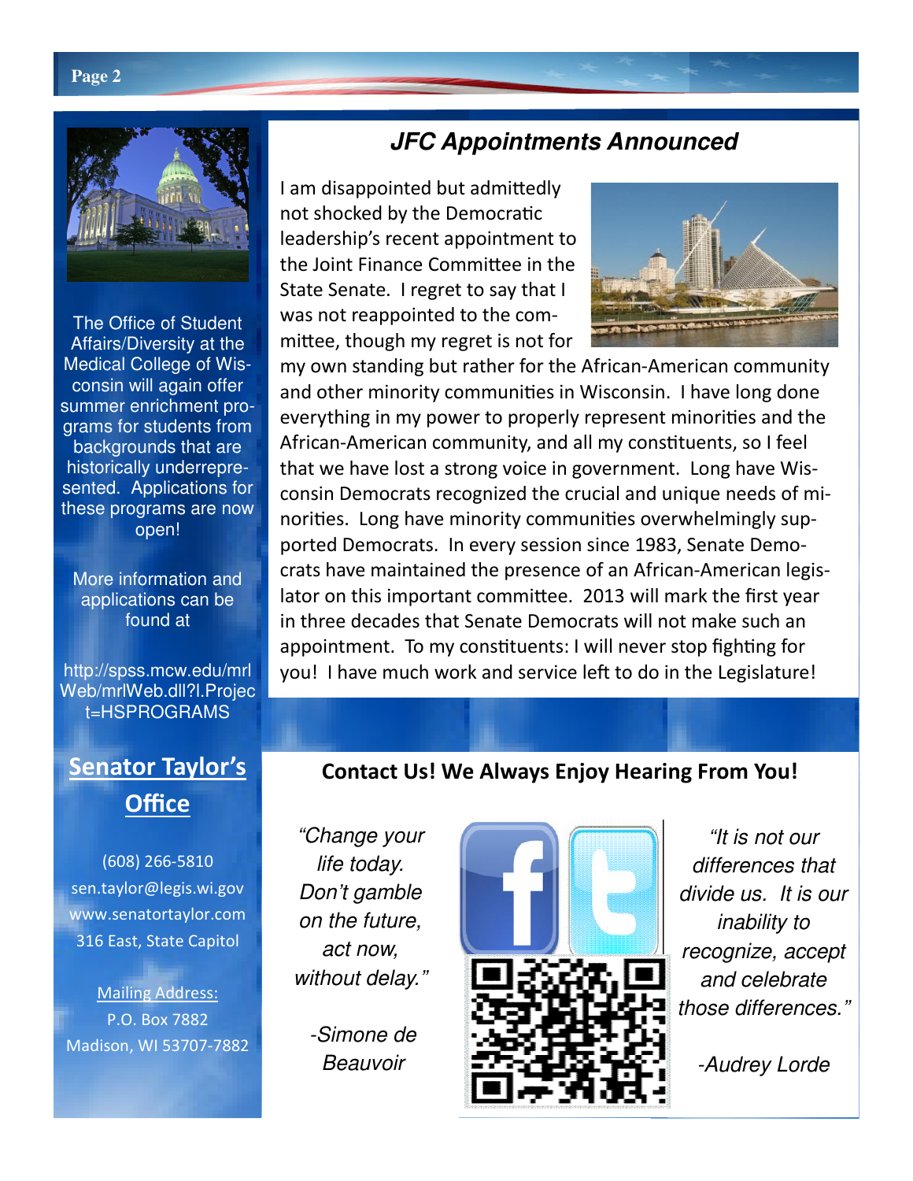## JFC Appointments Announced

I am disappointed but admittedly not shocked by the Democratic leadership's recent appointment to the Joint Finance Committee in the State Senate. I regret to say that I was not reappointed to the committee, though my regret is not for my own standing but rather for the African-American community and other minority communities in Wisconsin. I have long done everything in my power to properly represent minorities and the African-American community, and all my constituents, so I feel that we have lost a strong voice in government. Long have Wisconsin Democrats recognized the crucial and unique needs of minorities. Long have minority communities overwhelmingly supported Democrats. In every session since 1983, Senate Democrats have maintained the presence of an African-American legislator on this important committee. 2013 will mark the first year in three decades that Senate Democrats will not make such an appointment. To my constituents: I will never stop fighting for you! I have much work and service left to do in the Legislature!

The Office of Student Affairs/Diversity at the Medical College of Wisconsin will again offer summer enrichment programs for students from backgrounds that are historically underrepresented. Applications for these programs are now open!

More information and applications can be found at

http://spss.mcw.edu/mrlWeb/mrlWeb.dll?I.Project=HSPROGRAMS

## Senator Taylor's Office

(608) 266-5810
sen.taylor@legis.wi.gov
www.senatortaylor.com
316 East, State Capitol

Mailing Address:
P.O. Box 7882
Madison, WI 53707-7882

## Contact Us! We Always Enjoy Hearing From You!

*"Change your life today. Don't gamble on the future, act now, without delay."*

*-Simone de Beauvoir*

*"It is not our differences that divide us. It is our inability to recognize, accept and celebrate those differences."*

*-Audrey Lorde*